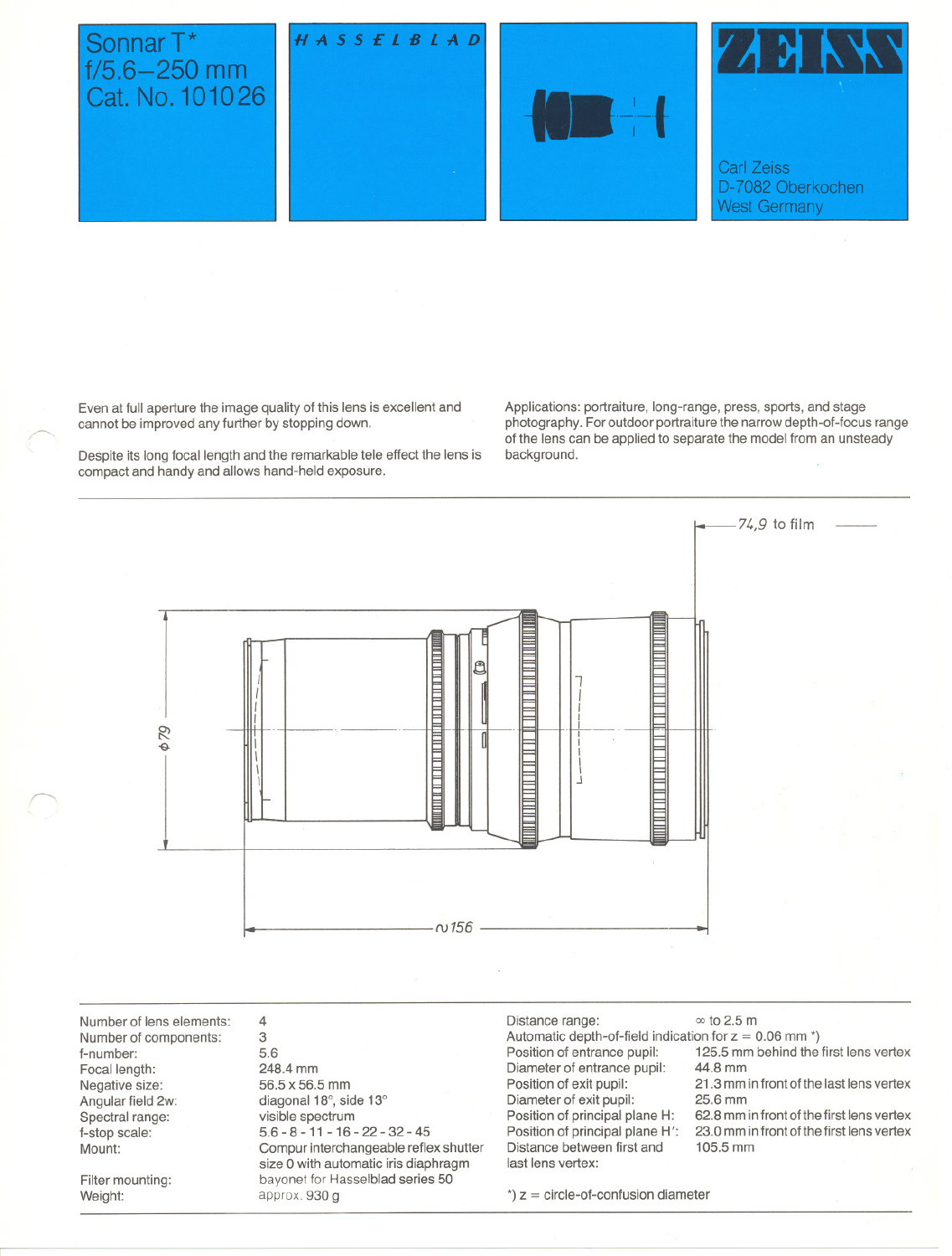# Sonnar T* f/5.6–250 mm Cat. No. 101026

HASSELBLAD

ZEISS

Carl Zeiss
D-7082 Oberkochen
West Germany

Even at full aperture the image quality of this lens is excellent and cannot be improved any further by stopping down.

Despite its long focal length and the remarkable tele effect the lens is compact and handy and allows hand-held exposure.

Applications: portraiture, long-range, press, sports, and stage photography. For outdoor portraiture the narrow depth-of-focus range of the lens can be applied to separate the model from an unsteady background.

74,9 to film

ϕ 79

∼156

| | |
|---|---|
| Number of lens elements: | 4 |
| Number of components: | 3 |
| f-number: | 5.6 |
| Focal length: | 248.4 mm |
| Negative size: | 56.5 x 56.5 mm |
| Angular field 2w: | diagonal 18°, side 13° |
| Spectral range: | visible spectrum |
| f-stop scale: | 5.6 - 8 - 11 - 16 - 22 - 32 - 45 |
| Mount: | Compur interchangeable reflex shutter size 0 with automatic iris diaphragm |
| Filter mounting: | bayonet for Hasselblad series 50 |
| Weight: | approx. 930 g |

| | |
|---|---|
| Distance range: | ∞ to 2.5 m |
| Automatic depth-of-field indication for z = 0.06 mm *) | |
| Position of entrance pupil: | 125.5 mm behind the first lens vertex |
| Diameter of entrance pupil: | 44.8 mm |
| Position of exit pupil: | 21.3 mm in front of the last lens vertex |
| Diameter of exit pupil: | 25.6 mm |
| Position of principal plane H: | 62.8 mm in front of the first lens vertex |
| Position of principal plane H': | 23.0 mm in front of the first lens vertex |
| Distance between first and last lens vertex: | 105.5 mm |

*) z = circle-of-confusion diameter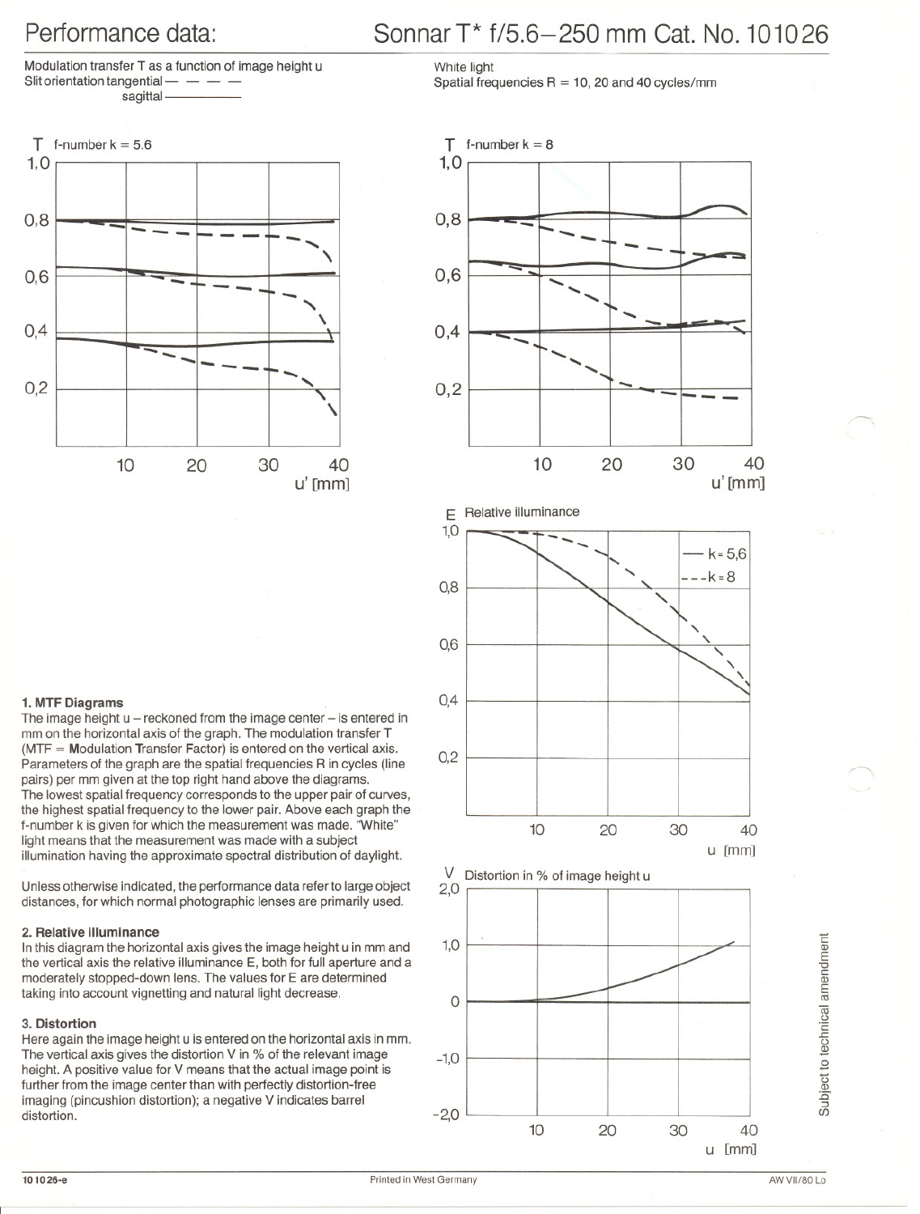# Performance data: Sonnar T* f/5.6–250 mm Cat. No. 101026

Modulation transfer T as a function of image height u
Slit orientation tangential — — — —
sagittal ————————

White light
Spatial frequencies R = 10, 20 and 40 cycles/mm

T f-number k = 5.6
1,0
0,8
0,6
0,4
0,2
10 20 30 40
u' [mm]

T f-number k = 8
1,0
0,8
0,6
0,4
0,2
10 20 30 40
u' [mm]

E Relative illuminance
1,0
0,8
0,6
0,4
0,2
— k = 5,6
- - - k = 8
10 20 30 40
u [mm]

V Distortion in % of image height u
2,0
1,0
0
-1,0
-2,0
10 20 30 40
u [mm]

## 1. MTF Diagrams

The image height u – reckoned from the image center – is entered in mm on the horizontal axis of the graph. The modulation transfer T (MTF = Modulation Transfer Factor) is entered on the vertical axis. Parameters of the graph are the spatial frequencies R in cycles (line pairs) per mm given at the top right hand above the diagrams.
The lowest spatial frequency corresponds to the upper pair of curves, the highest spatial frequency to the lower pair. Above each graph the f-number k is given for which the measurement was made. "White" light means that the measurement was made with a subject illumination having the approximate spectral distribution of daylight.

Unless otherwise indicated, the performance data refer to large object distances, for which normal photographic lenses are primarily used.

## 2. Relative illuminance

In this diagram the horizontal axis gives the image height u in mm and the vertical axis the relative illuminance E, both for full aperture and a moderately stopped-down lens. The values for E are determined taking into account vignetting and natural light decrease.

## 3. Distortion

Here again the image height u is entered on the horizontal axis in mm. The vertical axis gives the distortion V in % of the relevant image height. A positive value for V means that the actual image point is further from the image center than with perfectly distortion-free imaging (pincushion distortion); a negative V indicates barrel distortion.

Subject to technical amendment

10 10 26-e Printed in West Germany AW VII/80 Lo